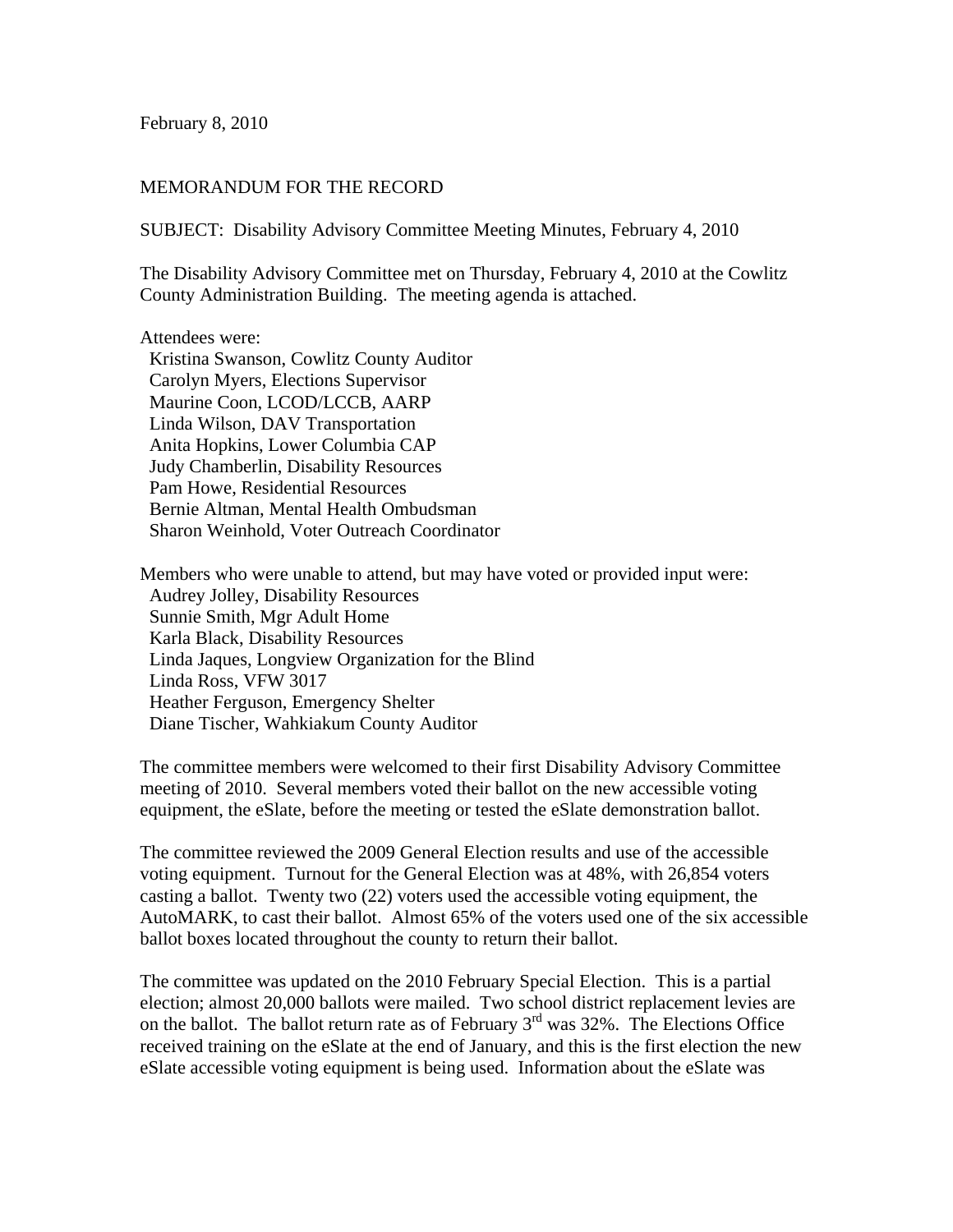February 8, 2010

MEMORANDUM FOR THE RECORD

SUBJECT: Disability Advisory Committee Meeting Minutes, February 4, 2010

The Disability Advisory Committee met on Thursday, February 4, 2010 at the Cowlitz County Administration Building. The meeting agenda is attached.

Attendees were:
- Kristina Swanson, Cowlitz County Auditor
- Carolyn Myers, Elections Supervisor
- Maurine Coon, LCOD/LCCB, AARP
- Linda Wilson, DAV Transportation
- Anita Hopkins, Lower Columbia CAP
- Judy Chamberlin, Disability Resources
- Pam Howe, Residential Resources
- Bernie Altman, Mental Health Ombudsman
- Sharon Weinhold, Voter Outreach Coordinator

Members who were unable to attend, but may have voted or provided input were:
- Audrey Jolley, Disability Resources
- Sunnie Smith, Mgr Adult Home
- Karla Black, Disability Resources
- Linda Jaques, Longview Organization for the Blind
- Linda Ross, VFW 3017
- Heather Ferguson, Emergency Shelter
- Diane Tischer, Wahkiakum County Auditor

The committee members were welcomed to their first Disability Advisory Committee meeting of 2010. Several members voted their ballot on the new accessible voting equipment, the eSlate, before the meeting or tested the eSlate demonstration ballot.

The committee reviewed the 2009 General Election results and use of the accessible voting equipment. Turnout for the General Election was at 48%, with 26,854 voters casting a ballot. Twenty two (22) voters used the accessible voting equipment, the AutoMARK, to cast their ballot. Almost 65% of the voters used one of the six accessible ballot boxes located throughout the county to return their ballot.

The committee was updated on the 2010 February Special Election. This is a partial election; almost 20,000 ballots were mailed. Two school district replacement levies are on the ballot. The ballot return rate as of February 3rd was 32%. The Elections Office received training on the eSlate at the end of January, and this is the first election the new eSlate accessible voting equipment is being used. Information about the eSlate was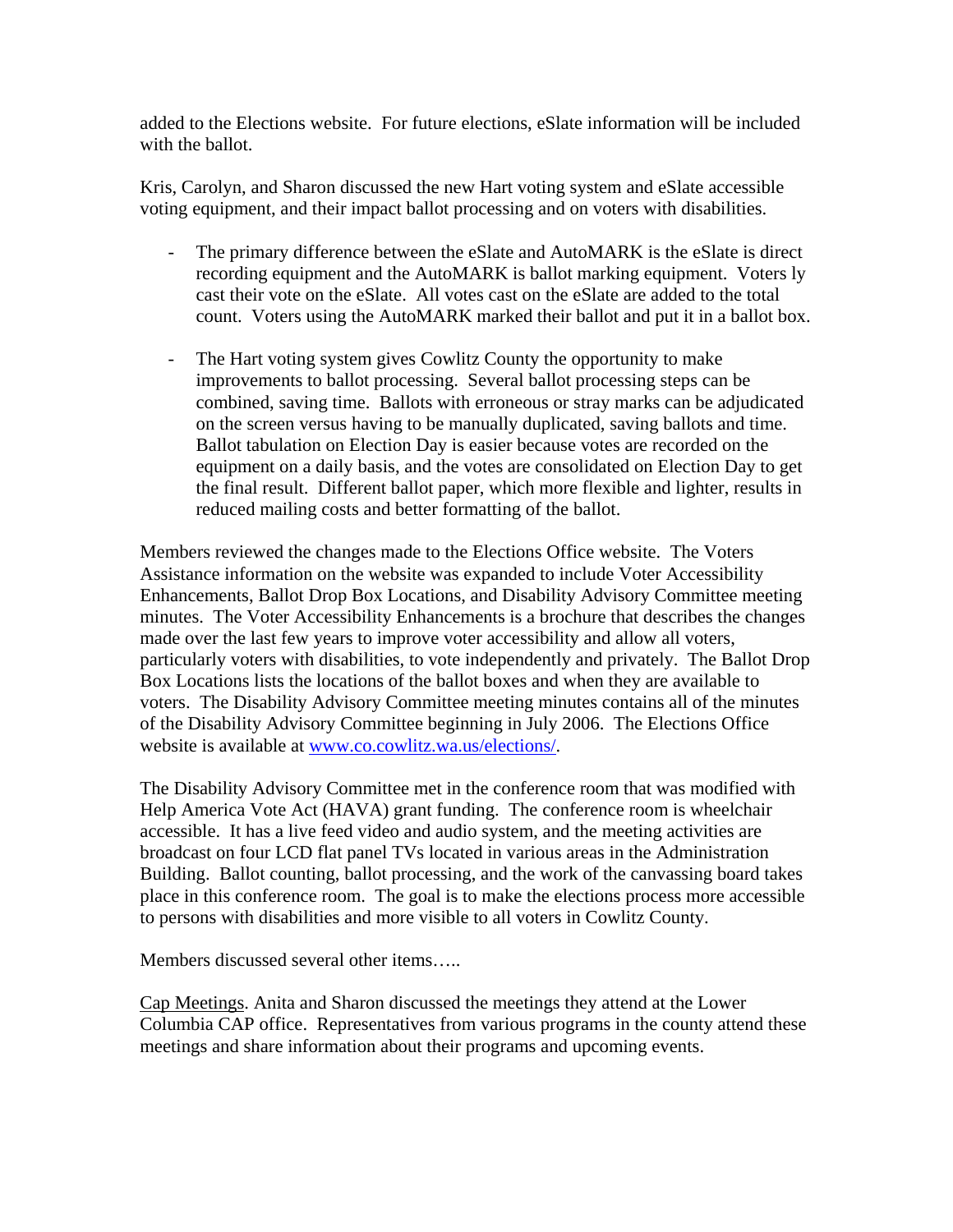added to the Elections website. For future elections, eSlate information will be included with the ballot.

Kris, Carolyn, and Sharon discussed the new Hart voting system and eSlate accessible voting equipment, and their impact ballot processing and on voters with disabilities.

- The primary difference between the eSlate and AutoMARK is the eSlate is direct recording equipment and the AutoMARK is ballot marking equipment. Voters ly cast their vote on the eSlate. All votes cast on the eSlate are added to the total count. Voters using the AutoMARK marked their ballot and put it in a ballot box.

- The Hart voting system gives Cowlitz County the opportunity to make improvements to ballot processing. Several ballot processing steps can be combined, saving time. Ballots with erroneous or stray marks can be adjudicated on the screen versus having to be manually duplicated, saving ballots and time. Ballot tabulation on Election Day is easier because votes are recorded on the equipment on a daily basis, and the votes are consolidated on Election Day to get the final result. Different ballot paper, which more flexible and lighter, results in reduced mailing costs and better formatting of the ballot.

Members reviewed the changes made to the Elections Office website. The Voters Assistance information on the website was expanded to include Voter Accessibility Enhancements, Ballot Drop Box Locations, and Disability Advisory Committee meeting minutes. The Voter Accessibility Enhancements is a brochure that describes the changes made over the last few years to improve voter accessibility and allow all voters, particularly voters with disabilities, to vote independently and privately. The Ballot Drop Box Locations lists the locations of the ballot boxes and when they are available to voters. The Disability Advisory Committee meeting minutes contains all of the minutes of the Disability Advisory Committee beginning in July 2006. The Elections Office website is available at [www.co.cowlitz.wa.us/elections/](www.co.cowlitz.wa.us/elections/).

The Disability Advisory Committee met in the conference room that was modified with Help America Vote Act (HAVA) grant funding. The conference room is wheelchair accessible. It has a live feed video and audio system, and the meeting activities are broadcast on four LCD flat panel TVs located in various areas in the Administration Building. Ballot counting, ballot processing, and the work of the canvassing board takes place in this conference room. The goal is to make the elections process more accessible to persons with disabilities and more visible to all voters in Cowlitz County.

Members discussed several other items…..

<u>Cap Meetings</u>. Anita and Sharon discussed the meetings they attend at the Lower Columbia CAP office. Representatives from various programs in the county attend these meetings and share information about their programs and upcoming events.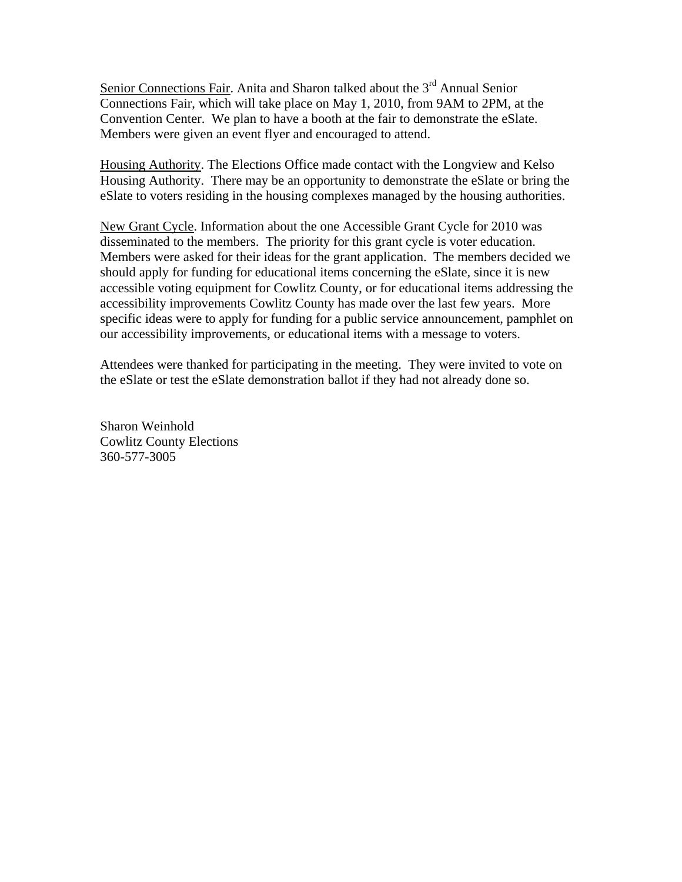Senior Connections Fair. Anita and Sharon talked about the 3rd Annual Senior Connections Fair, which will take place on May 1, 2010, from 9AM to 2PM, at the Convention Center. We plan to have a booth at the fair to demonstrate the eSlate. Members were given an event flyer and encouraged to attend.

Housing Authority. The Elections Office made contact with the Longview and Kelso Housing Authority. There may be an opportunity to demonstrate the eSlate or bring the eSlate to voters residing in the housing complexes managed by the housing authorities.

New Grant Cycle. Information about the one Accessible Grant Cycle for 2010 was disseminated to the members. The priority for this grant cycle is voter education. Members were asked for their ideas for the grant application. The members decided we should apply for funding for educational items concerning the eSlate, since it is new accessible voting equipment for Cowlitz County, or for educational items addressing the accessibility improvements Cowlitz County has made over the last few years. More specific ideas were to apply for funding for a public service announcement, pamphlet on our accessibility improvements, or educational items with a message to voters.

Attendees were thanked for participating in the meeting. They were invited to vote on the eSlate or test the eSlate demonstration ballot if they had not already done so.

Sharon Weinhold
Cowlitz County Elections
360-577-3005